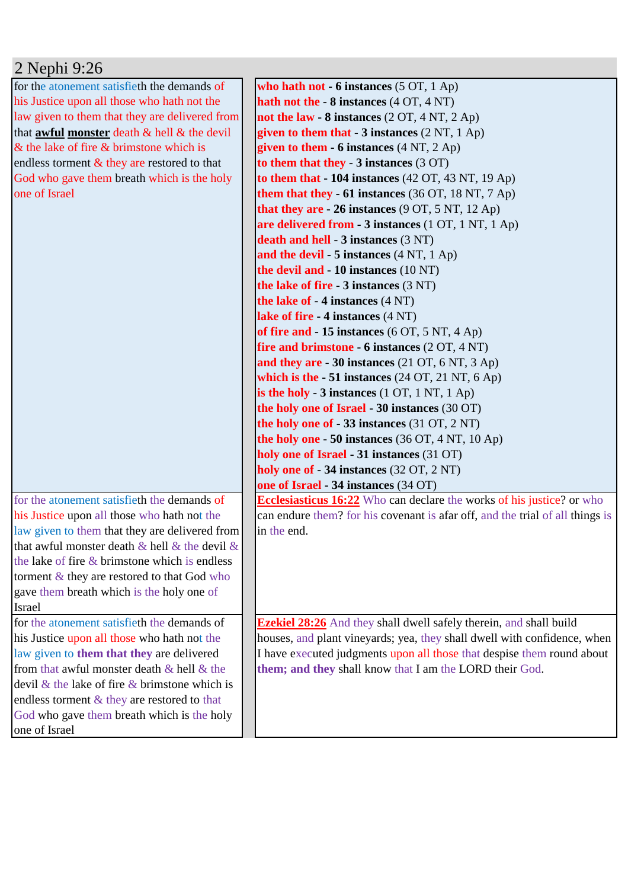## 2 Nephi 9:26

| | |
|---|---|
| for the atonement satisfieth the demands of his Justice upon all those who hath not the law given to them that they are delivered from that **awful** **monster** death & hell & the devil & the lake of fire & brimstone which is endless torment & they are restored to that God who gave them breath which is the holy one of Israel | **who hath not - 6 instances** (5 OT, 1 Ap)<br>**hath not the - 8 instances** (4 OT, 4 NT)<br>**not the law - 8 instances** (2 OT, 4 NT, 2 Ap)<br>**given to them that - 3 instances** (2 NT, 1 Ap)<br>**given to them - 6 instances** (4 NT, 2 Ap)<br>**to them that they - 3 instances** (3 OT)<br>**to them that - 104 instances** (42 OT, 43 NT, 19 Ap)<br>**them that they - 61 instances** (36 OT, 18 NT, 7 Ap)<br>**that they are - 26 instances** (9 OT, 5 NT, 12 Ap)<br>**are delivered from - 3 instances** (1 OT, 1 NT, 1 Ap)<br>**death and hell - 3 instances** (3 NT)<br>**and the devil - 5 instances** (4 NT, 1 Ap)<br>**the devil and - 10 instances** (10 NT)<br>**the lake of fire - 3 instances** (3 NT)<br>**the lake of - 4 instances** (4 NT)<br>**lake of fire - 4 instances** (4 NT)<br>**of fire and - 15 instances** (6 OT, 5 NT, 4 Ap)<br>**fire and brimstone - 6 instances** (2 OT, 4 NT)<br>**and they are - 30 instances** (21 OT, 6 NT, 3 Ap)<br>**which is the - 51 instances** (24 OT, 21 NT, 6 Ap)<br>**is the holy - 3 instances** (1 OT, 1 NT, 1 Ap)<br>**the holy one of Israel - 30 instances** (30 OT)<br>**the holy one of - 33 instances** (31 OT, 2 NT)<br>**the holy one - 50 instances** (36 OT, 4 NT, 10 Ap)<br>**holy one of Israel - 31 instances** (31 OT)<br>**holy one of - 34 instances** (32 OT, 2 NT)<br>**one of Israel - 34 instances** (34 OT) |
| for the atonement satisfieth the demands of his Justice upon all those who hath not the law given to them that they are delivered from that awful monster death & hell & the devil & the lake of fire & brimstone which is endless torment & they are restored to that God who gave them breath which is the holy one of Israel | **Ecclesiasticus 16:22** Who can declare the works of his justice? or who can endure them? for his covenant is afar off, and the trial of all things is in the end. |
| for the atonement satisfieth the demands of his Justice upon all those who hath not the law given to **them that they** are delivered from that awful monster death & hell & the devil & the lake of fire & brimstone which is endless torment & they are restored to that God who gave them breath which is the holy one of Israel | **Ezekiel 28:26** And they shall dwell safely therein, and shall build houses, and plant vineyards; yea, they shall dwell with confidence, when I have executed judgments upon all those that despise them round about **them; and they** shall know that I am the LORD their God. |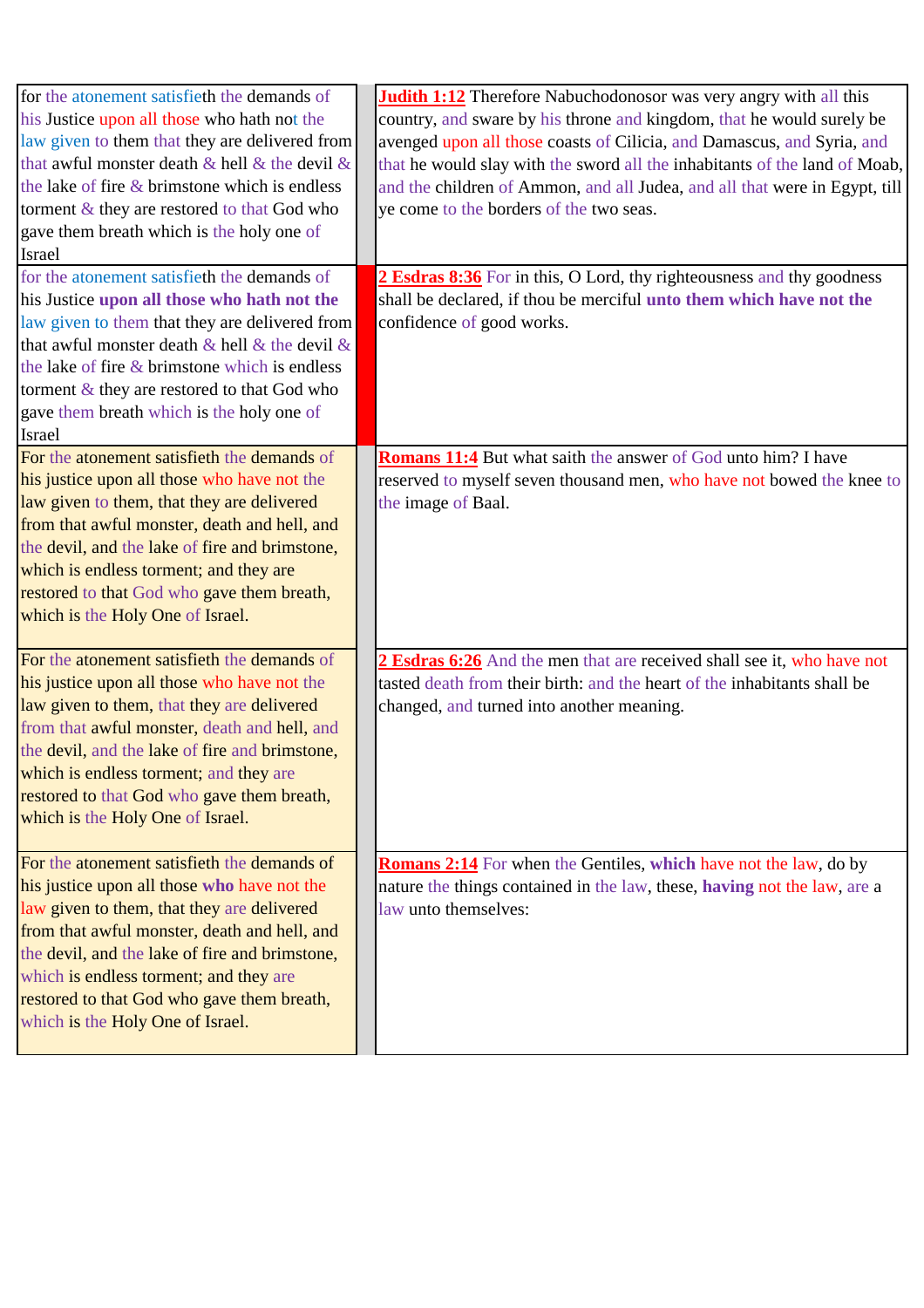| | | |
|---|---|---|
| for the atonement satisfieth the demands of his Justice upon all those who hath not the law given to them that they are delivered from that awful monster death & hell & the devil & the lake of fire & brimstone which is endless torment & they are restored to that God who gave them breath which is the holy one of Israel | | **Judith 1:12** Therefore Nabuchodonosor was very angry with all this country, and sware by his throne and kingdom, that he would surely be avenged upon all those coasts of Cilicia, and Damascus, and Syria, and that he would slay with the sword all the inhabitants of the land of Moab, and the children of Ammon, and all Judea, and all that were in Egypt, till ye come to the borders of the two seas. |
| for the atonement satisfieth the demands of his Justice **upon all those who hath not the** law given to them that they are delivered from that awful monster death & hell & the devil & the lake of fire & brimstone which is endless torment & they are restored to that God who gave them breath which is the holy one of Israel | | **2 Esdras 8:36** For in this, O Lord, thy righteousness and thy goodness shall be declared, if thou be merciful **unto them which have not the** confidence of good works. |
| For the atonement satisfieth the demands of his justice upon all those who have not the law given to them, that they are delivered from that awful monster, death and hell, and the devil, and the lake of fire and brimstone, which is endless torment; and they are restored to that God who gave them breath, which is the Holy One of Israel. | | **Romans 11:4** But what saith the answer of God unto him? I have reserved to myself seven thousand men, who have not bowed the knee to the image of Baal. |
| For the atonement satisfieth the demands of his justice upon all those who have not the law given to them, that they are delivered from that awful monster, death and hell, and the devil, and the lake of fire and brimstone, which is endless torment; and they are restored to that God who gave them breath, which is the Holy One of Israel. | | **2 Esdras 6:26** And the men that are received shall see it, who have not tasted death from their birth: and the heart of the inhabitants shall be changed, and turned into another meaning. |
| For the atonement satisfieth the demands of his justice upon all those **who** have not the law given to them, that they are delivered from that awful monster, death and hell, and the devil, and the lake of fire and brimstone, which is endless torment; and they are restored to that God who gave them breath, which is the Holy One of Israel. | | **Romans 2:14** For when the Gentiles, **which** have not the law, do by nature the things contained in the law, these, **having** not the law, are a law unto themselves: |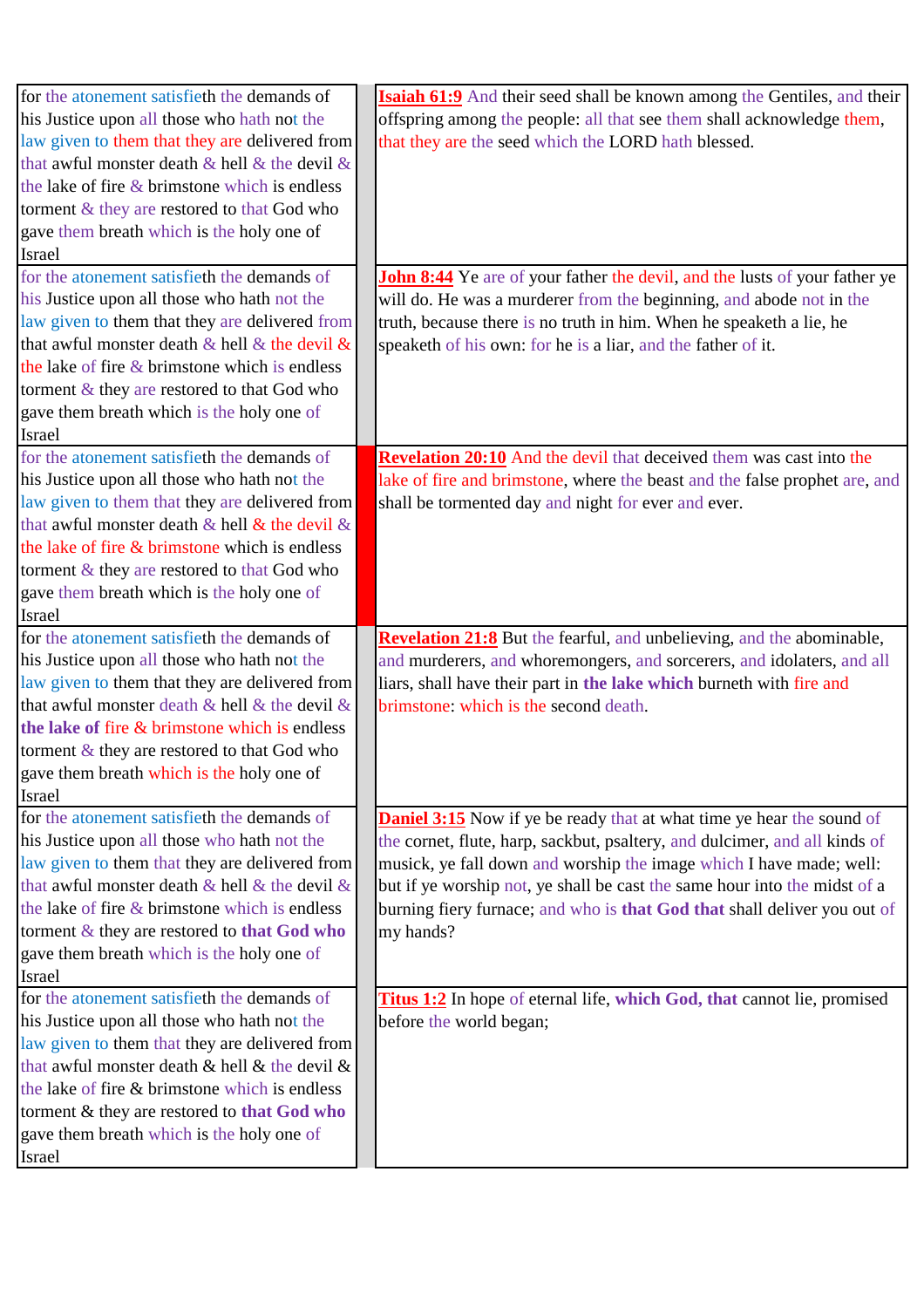| for the atonement satisfieth the demands of his Justice upon all those who hath not the law given to them that they are delivered from that awful monster death & hell & the devil & the lake of fire & brimstone which is endless torment & they are restored to that God who gave them breath which is the holy one of Israel | | **Isaiah 61:9** And their seed shall be known among the Gentiles, and their offspring among the people: all that see them shall acknowledge them, that they are the seed which the LORD hath blessed. |
|---|---|---|
| for the atonement satisfieth the demands of his Justice upon all those who hath not the law given to them that they are delivered from that awful monster death & hell & the devil & the lake of fire & brimstone which is endless torment & they are restored to that God who gave them breath which is the holy one of Israel | | **John 8:44** Ye are of your father the devil, and the lusts of your father ye will do. He was a murderer from the beginning, and abode not in the truth, because there is no truth in him. When he speaketh a lie, he speaketh of his own: for he is a liar, and the father of it. |
| for the atonement satisfieth the demands of his Justice upon all those who hath not the law given to them that they are delivered from that awful monster death & hell & the devil & the lake of fire & brimstone which is endless torment & they are restored to that God who gave them breath which is the holy one of Israel | | **Revelation 20:10** And the devil that deceived them was cast into the lake of fire and brimstone, where the beast and the false prophet are, and shall be tormented day and night for ever and ever. |
| for the atonement satisfieth the demands of his Justice upon all those who hath not the law given to them that they are delivered from that awful monster death & hell & the devil & **the lake of** fire & brimstone which is endless torment & they are restored to that God who gave them breath which is the holy one of Israel | | **Revelation 21:8** But the fearful, and unbelieving, and the abominable, and murderers, and whoremongers, and sorcerers, and idolaters, and all liars, shall have their part in **the lake which** burneth with fire and brimstone: which is the second death. |
| for the atonement satisfieth the demands of his Justice upon all those who hath not the law given to them that they are delivered from that awful monster death & hell & the devil & the lake of fire & brimstone which is endless torment & they are restored to **that God who** gave them breath which is the holy one of Israel | | **Daniel 3:15** Now if ye be ready that at what time ye hear the sound of the cornet, flute, harp, sackbut, psaltery, and dulcimer, and all kinds of musick, ye fall down and worship the image which I have made; well: but if ye worship not, ye shall be cast the same hour into the midst of a burning fiery furnace; and who is **that God that** shall deliver you out of my hands? |
| for the atonement satisfieth the demands of his Justice upon all those who hath not the law given to them that they are delivered from that awful monster death & hell & the devil & the lake of fire & brimstone which is endless torment & they are restored to **that God who** gave them breath which is the holy one of Israel | | **Titus 1:2** In hope of eternal life, **which God, that** cannot lie, promised before the world began; |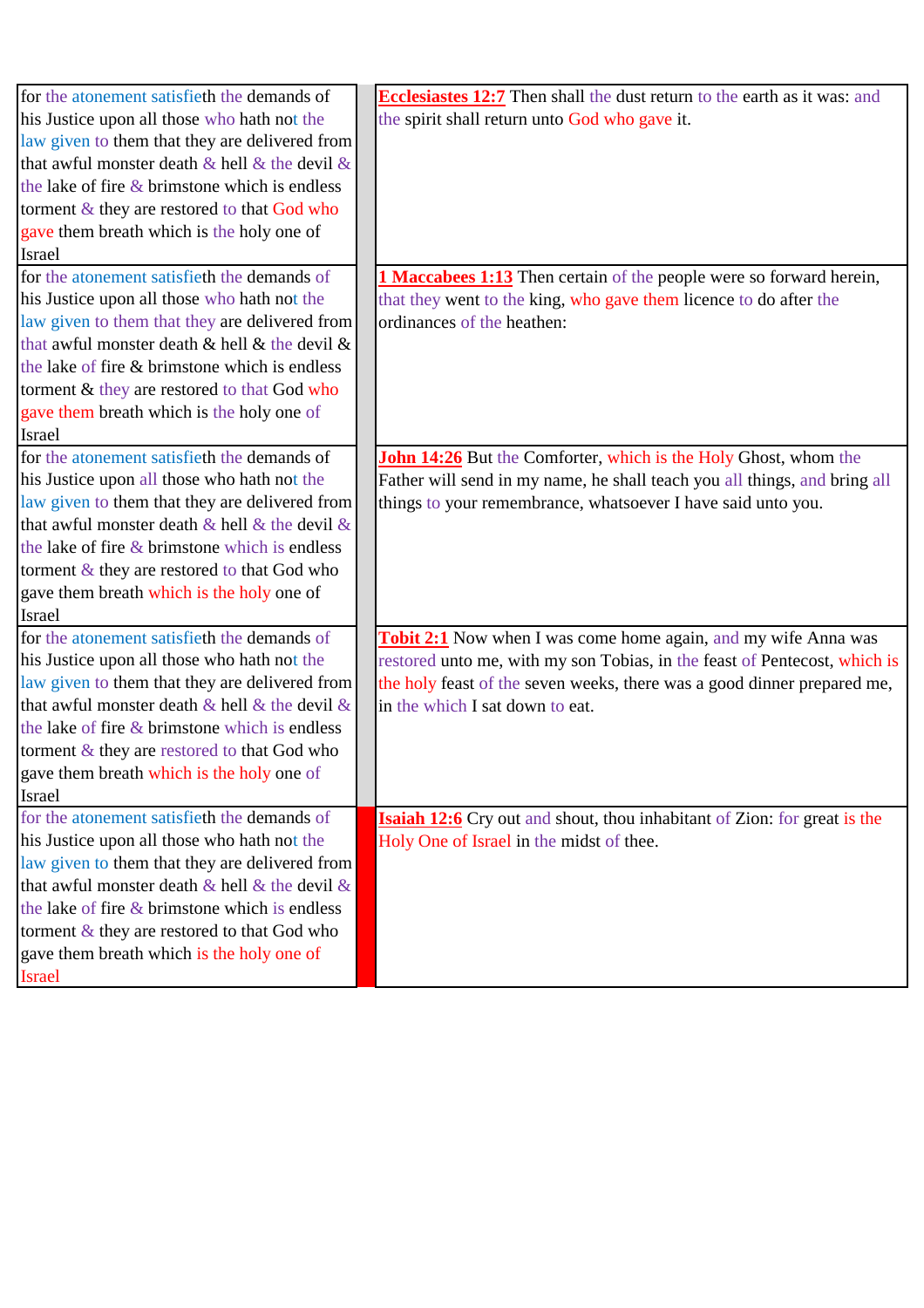| | | |
|---|---|---|
| for the atonement satisfieth the demands of his Justice upon all those who hath not the law given to them that they are delivered from that awful monster death & hell & the devil & the lake of fire & brimstone which is endless torment & they are restored to that God who gave them breath which is the holy one of Israel | | **Ecclesiastes 12:7** Then shall the dust return to the earth as it was: and the spirit shall return unto God who gave it. |
| for the atonement satisfieth the demands of his Justice upon all those who hath not the law given to them that they are delivered from that awful monster death & hell & the devil & the lake of fire & brimstone which is endless torment & they are restored to that God who gave them breath which is the holy one of Israel | | **1 Maccabees 1:13** Then certain of the people were so forward herein, that they went to the king, who gave them licence to do after the ordinances of the heathen: |
| for the atonement satisfieth the demands of his Justice upon all those who hath not the law given to them that they are delivered from that awful monster death & hell & the devil & the lake of fire & brimstone which is endless torment & they are restored to that God who gave them breath which is the holy one of Israel | | **John 14:26** But the Comforter, which is the Holy Ghost, whom the Father will send in my name, he shall teach you all things, and bring all things to your remembrance, whatsoever I have said unto you. |
| for the atonement satisfieth the demands of his Justice upon all those who hath not the law given to them that they are delivered from that awful monster death & hell & the devil & the lake of fire & brimstone which is endless torment & they are restored to that God who gave them breath which is the holy one of Israel | | **Tobit 2:1** Now when I was come home again, and my wife Anna was restored unto me, with my son Tobias, in the feast of Pentecost, which is the holy feast of the seven weeks, there was a good dinner prepared me, in the which I sat down to eat. |
| for the atonement satisfieth the demands of his Justice upon all those who hath not the law given to them that they are delivered from that awful monster death & hell & the devil & the lake of fire & brimstone which is endless torment & they are restored to that God who gave them breath which is the holy one of Israel | | **Isaiah 12:6** Cry out and shout, thou inhabitant of Zion: for great is the Holy One of Israel in the midst of thee. |